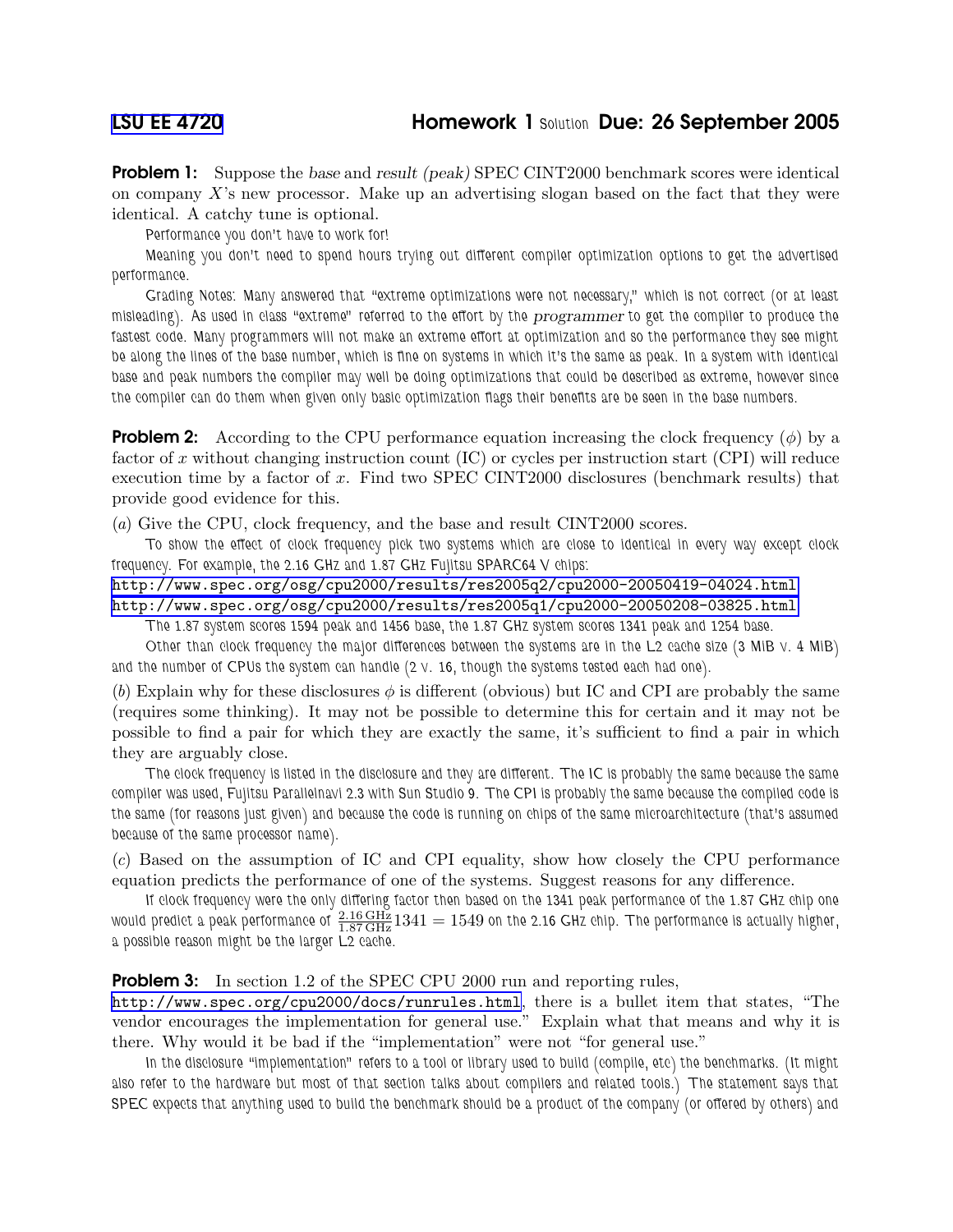# LSU EE 4720 Homework 1 Solution Due: 26 September 2005

**Problem 1:** Suppose the *base* and *result (peak)* SPEC CINT2000 benchmark scores were identical on company $X$'s new processor. Make up an advertising slogan based on the fact that they were identical. A catchy tune is optional.

Performance you don't have to work for!

Meaning you don't need to spend hours trying out different compiler optimization options to get the advertised performance.

Grading Notes: Many answered that "extreme optimizations were not necessary," which is not correct (or at least misleading). As used in class "extreme" referred to the effort by the *programmer* to get the compiler to produce the fastest code. Many programmers will not make an extreme effort at optimization and so the performance they see might be along the lines of the base number, which is fine on systems in which it's the same as peak. In a system with identical base and peak numbers the compiler may well be doing optimizations that could be described as extreme, however since the compiler can do them when given only basic optimization flags their benefits are be seen in the base numbers.

**Problem 2:** According to the CPU performance equation increasing the clock frequency ($\phi$) by a factor of $x$ without changing instruction count (IC) or cycles per instruction start (CPI) will reduce execution time by a factor of $x$. Find two SPEC CINT2000 disclosures (benchmark results) that provide good evidence for this.

(*a*) Give the CPU, clock frequency, and the base and result CINT2000 scores.

To show the effect of clock frequency pick two systems which are close to identical in every way except clock frequency. For example, the 2.16 GHz and 1.87 GHz Fujitsu SPARC64 V chips:

http://www.spec.org/osg/cpu2000/results/res2005q2/cpu2000-20050419-04024.html
http://www.spec.org/osg/cpu2000/results/res2005q1/cpu2000-20050208-03825.html

The 1.87 system scores 1594 peak and 1456 base, the 1.87 GHz system scores 1341 peak and 1254 base.

Other than clock frequency the major differences between the systems are in the L2 cache size (3 MiB v. 4 MiB) and the number of CPUs the system can handle (2 v. 16, though the systems tested each had one).

(*b*) Explain why for these disclosures $\phi$ is different (obvious) but IC and CPI are probably the same (requires some thinking). It may not be possible to determine this for certain and it may not be possible to find a pair for which they are exactly the same, it's sufficient to find a pair in which they are arguably close.

The clock frequency is listed in the disclosure and they are different. The IC is probably the same because the same compiler was used, Fujitsu Parallelnavi 2.3 with Sun Studio 9. The CPI is probably the same because the compiled code is the same (for reasons just given) and because the code is running on chips of the same microarchitecture (that's assumed because of the same processor name).

(*c*) Based on the assumption of IC and CPI equality, show how closely the CPU performance equation predicts the performance of one of the systems. Suggest reasons for any difference.

If clock frequency were the only differing factor then based on the 1341 peak performance of the 1.87 GHz chip one would predict a peak performance of $\frac{2.16\,\text{GHz}}{1.87\,\text{GHz}}1341 = 1549$ on the 2.16 GHz chip. The performance is actually higher, a possible reason might be the larger L2 cache.

**Problem 3:** In section 1.2 of the SPEC CPU 2000 run and reporting rules, http://www.spec.org/cpu2000/docs/runrules.html, there is a bullet item that states, "The vendor encourages the implementation for general use." Explain what that means and why it is there. Why would it be bad if the "implementation" were not "for general use."

In the disclosure "implementation" refers to a tool or library used to build (compile, etc) the benchmarks. (It might also refer to the hardware but most of that section talks about compilers and related tools.) The statement says that SPEC expects that anything used to build the benchmark should be a product of the company (or offered by others) and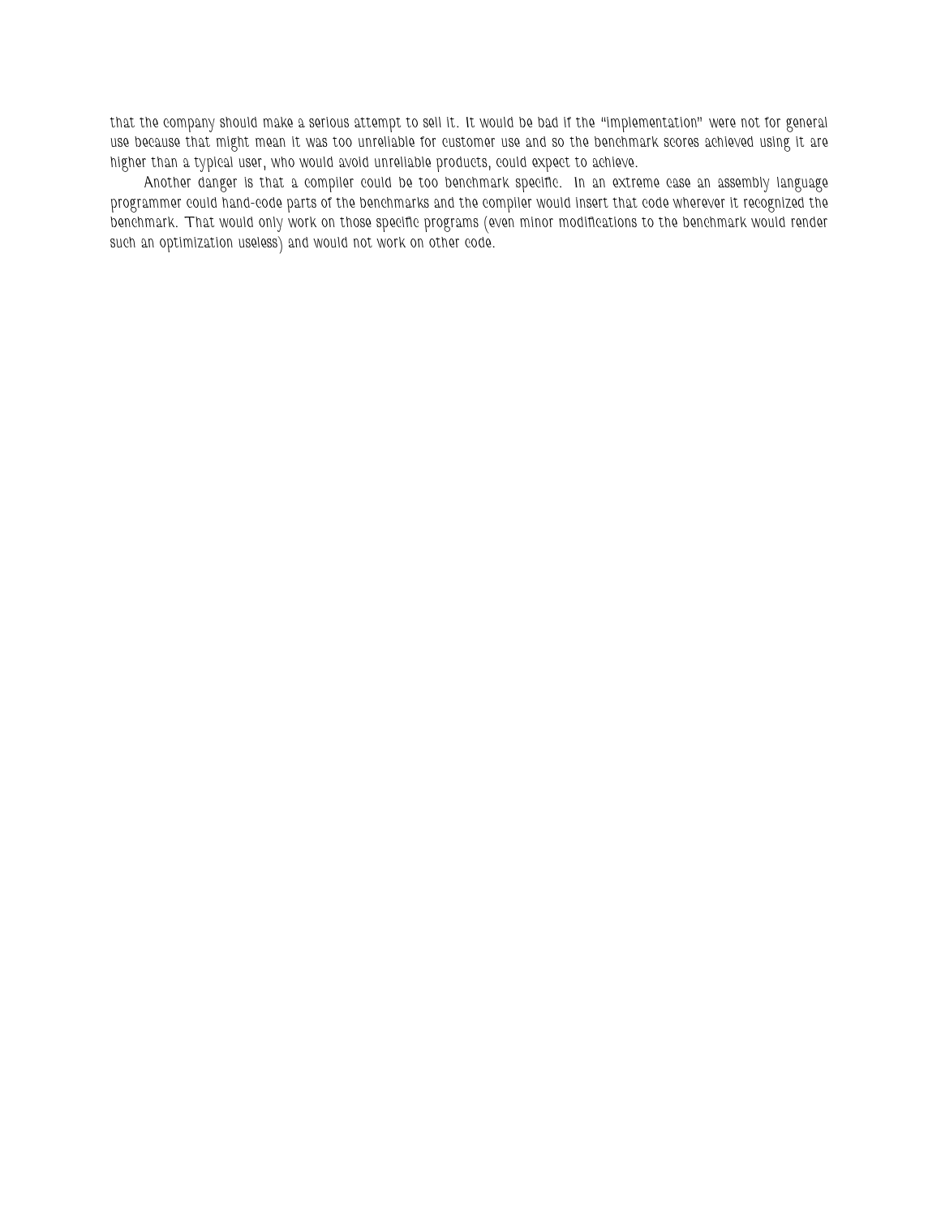that the company should make a serious attempt to sell it. It would be bad if the "implementation" were not for general use because that might mean it was too unreliable for customer use and so the benchmark scores achieved using it are higher than a typical user, who would avoid unreliable products, could expect to achieve.

Another danger is that a compiler could be too benchmark specific. In an extreme case an assembly language programmer could hand-code parts of the benchmarks and the compiler would insert that code wherever it recognized the benchmark. That would only work on those specific programs (even minor modifications to the benchmark would render such an optimization useless) and would not work on other code.